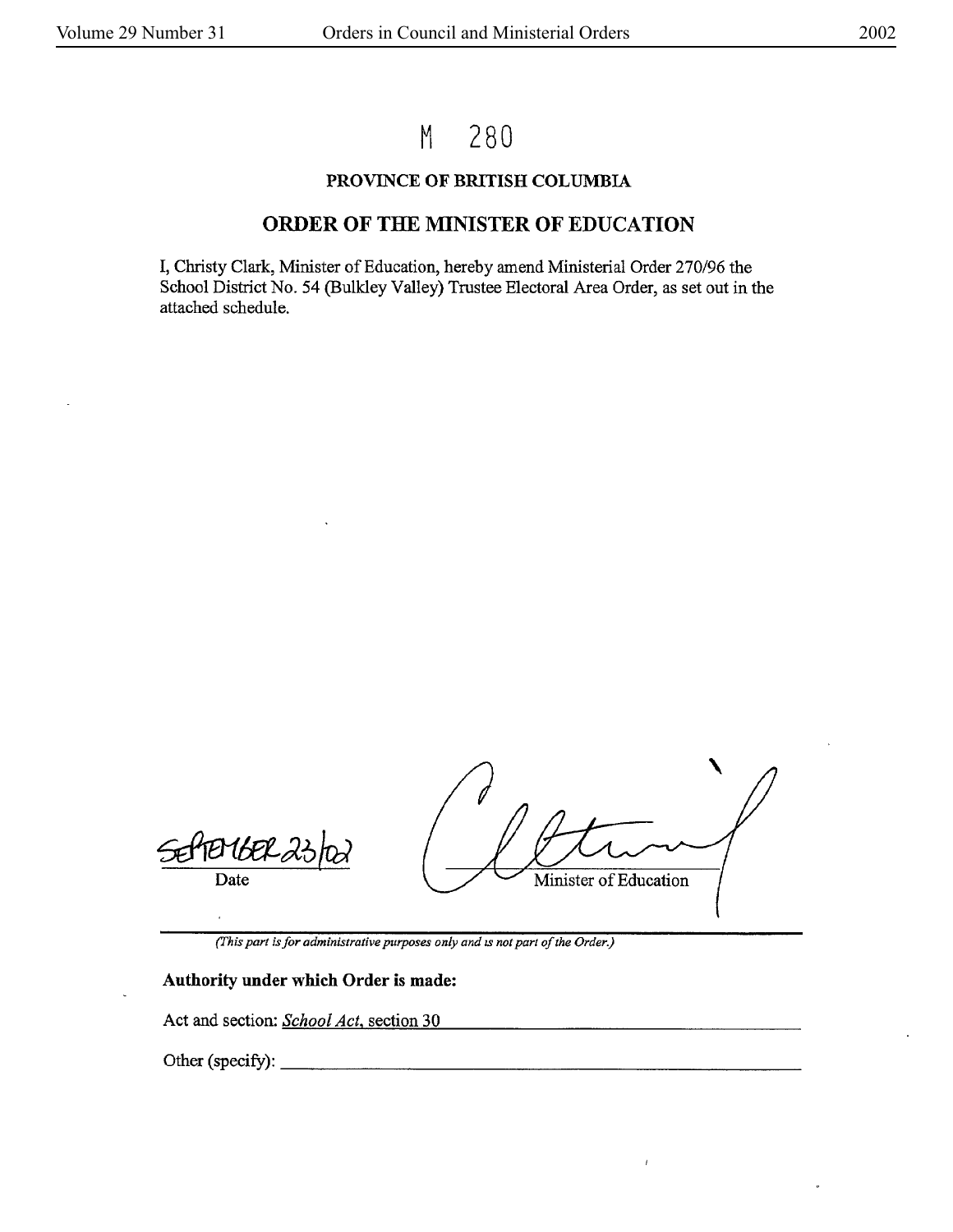# M 280

## PROVINCE OF BRITISH COLUMBIA

## ORDER OF THE MINISTER OF EDUCATION

I, Christy Clark, Minister of Education, hereby amend Ministerial Order 270/96 the School District No. 54 (Bulkley Valley) Trustee Electoral Area Order, as set out in the attached schedule.

September 23/02
Date

Minister of Education

*(This part is for administrative purposes only and is not part of the Order.)*

**Authority under which Order is made:**

Act and section: *School Act*, section 30

Other (specify):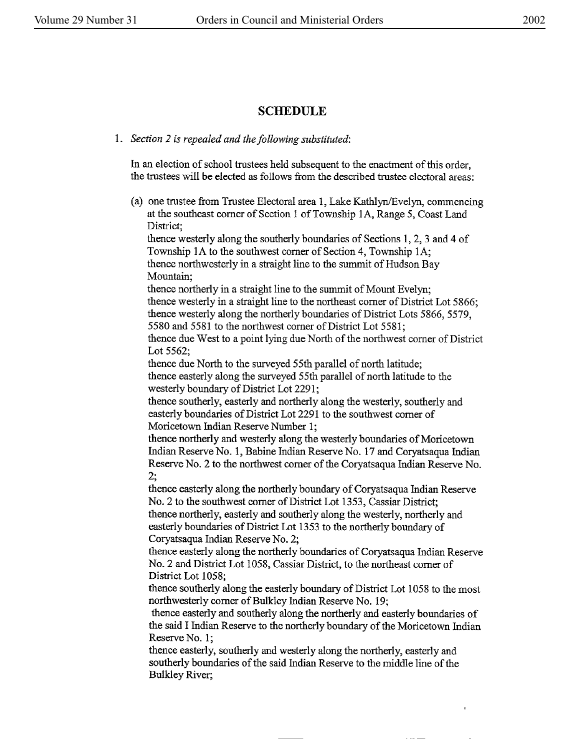## SCHEDULE

1. *Section 2 is repealed and the following substituted:*

   In an election of school trustees held subsequent to the enactment of this order, the trustees will be elected as follows from the described trustee electoral areas:

   (a) one trustee from Trustee Electoral area 1, Lake Kathlyn/Evelyn, commencing at the southeast corner of Section 1 of Township 1A, Range 5, Coast Land District;
   thence westerly along the southerly boundaries of Sections 1, 2, 3 and 4 of Township 1A to the southwest corner of Section 4, Township 1A;
   thence northwesterly in a straight line to the summit of Hudson Bay Mountain;
   thence northerly in a straight line to the summit of Mount Evelyn;
   thence westerly in a straight line to the northeast corner of District Lot 5866;
   thence westerly along the northerly boundaries of District Lots 5866, 5579, 5580 and 5581 to the northwest corner of District Lot 5581;
   thence due West to a point lying due North of the northwest corner of District Lot 5562;
   thence due North to the surveyed 55th parallel of north latitude;
   thence easterly along the surveyed 55th parallel of north latitude to the westerly boundary of District Lot 2291;
   thence southerly, easterly and northerly along the westerly, southerly and easterly boundaries of District Lot 2291 to the southwest corner of Moricetown Indian Reserve Number 1;
   thence northerly and westerly along the westerly boundaries of Moricetown Indian Reserve No. 1, Babine Indian Reserve No. 17 and Coryatsaqua Indian Reserve No. 2 to the northwest corner of the Coryatsaqua Indian Reserve No. 2;
   thence easterly along the northerly boundary of Coryatsaqua Indian Reserve No. 2 to the southwest corner of District Lot 1353, Cassiar District;
   thence northerly, easterly and southerly along the westerly, northerly and easterly boundaries of District Lot 1353 to the northerly boundary of Coryatsaqua Indian Reserve No. 2;
   thence easterly along the northerly boundaries of Coryatsaqua Indian Reserve No. 2 and District Lot 1058, Cassiar District, to the northeast corner of District Lot 1058;
   thence southerly along the easterly boundary of District Lot 1058 to the most northwesterly corner of Bulkley Indian Reserve No. 19;
   thence easterly and southerly along the northerly and easterly boundaries of the said I Indian Reserve to the northerly boundary of the Moricetown Indian Reserve No. 1;
   thence easterly, southerly and westerly along the northerly, easterly and southerly boundaries of the said Indian Reserve to the middle line of the Bulkley River;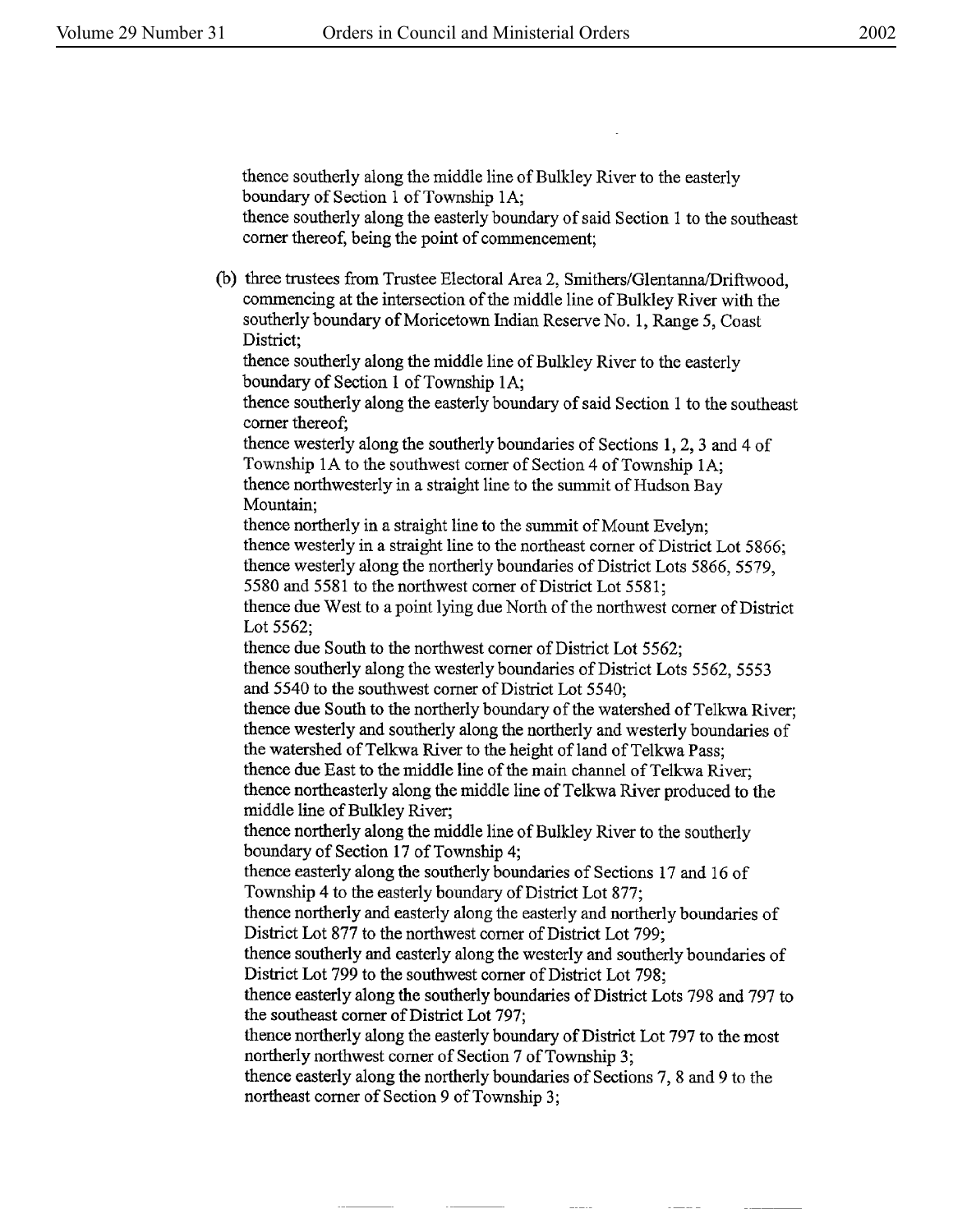thence southerly along the middle line of Bulkley River to the easterly boundary of Section 1 of Township 1A;
thence southerly along the easterly boundary of said Section 1 to the southeast corner thereof, being the point of commencement;

(b) three trustees from Trustee Electoral Area 2, Smithers/Glentanna/Driftwood, commencing at the intersection of the middle line of Bulkley River with the southerly boundary of Moricetown Indian Reserve No. 1, Range 5, Coast District;
thence southerly along the middle line of Bulkley River to the easterly boundary of Section 1 of Township 1A;
thence southerly along the easterly boundary of said Section 1 to the southeast corner thereof;
thence westerly along the southerly boundaries of Sections 1, 2, 3 and 4 of Township 1A to the southwest corner of Section 4 of Township 1A;
thence northwesterly in a straight line to the summit of Hudson Bay Mountain;
thence northerly in a straight line to the summit of Mount Evelyn;
thence westerly in a straight line to the northeast corner of District Lot 5866;
thence westerly along the northerly boundaries of District Lots 5866, 5579, 5580 and 5581 to the northwest corner of District Lot 5581;
thence due West to a point lying due North of the northwest corner of District Lot 5562;
thence due South to the northwest corner of District Lot 5562;
thence southerly along the westerly boundaries of District Lots 5562, 5553 and 5540 to the southwest corner of District Lot 5540;
thence due South to the northerly boundary of the watershed of Telkwa River;
thence westerly and southerly along the northerly and westerly boundaries of the watershed of Telkwa River to the height of land of Telkwa Pass;
thence due East to the middle line of the main channel of Telkwa River;
thence northeasterly along the middle line of Telkwa River produced to the middle line of Bulkley River;
thence northerly along the middle line of Bulkley River to the southerly boundary of Section 17 of Township 4;
thence easterly along the southerly boundaries of Sections 17 and 16 of Township 4 to the easterly boundary of District Lot 877;
thence northerly and easterly along the easterly and northerly boundaries of District Lot 877 to the northwest corner of District Lot 799;
thence southerly and easterly along the westerly and southerly boundaries of District Lot 799 to the southwest corner of District Lot 798;
thence easterly along the southerly boundaries of District Lots 798 and 797 to the southeast corner of District Lot 797;
thence northerly along the easterly boundary of District Lot 797 to the most northerly northwest corner of Section 7 of Township 3;
thence easterly along the northerly boundaries of Sections 7, 8 and 9 to the northeast corner of Section 9 of Township 3;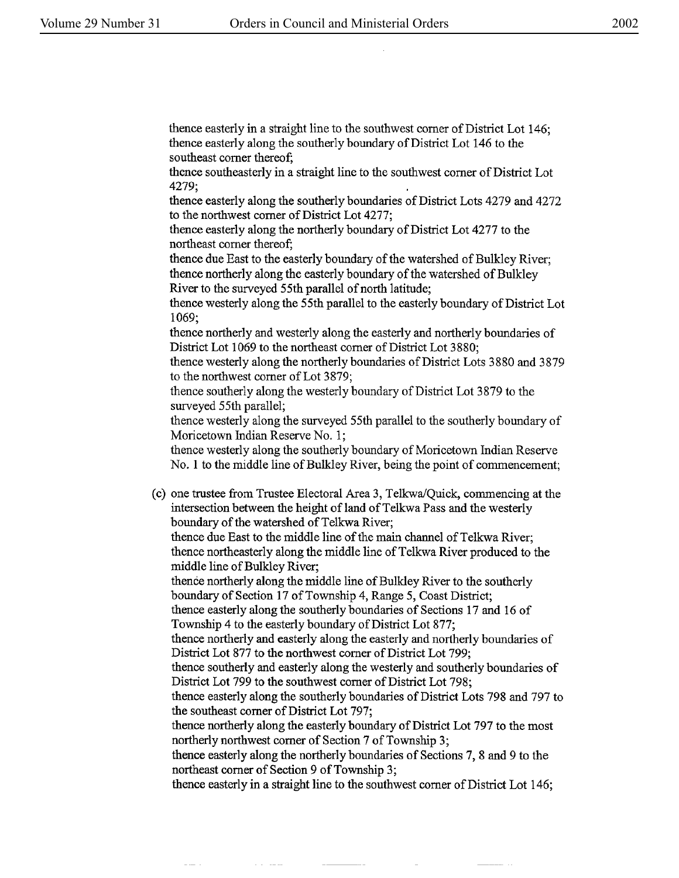thence easterly in a straight line to the southwest corner of District Lot 146;
thence easterly along the southerly boundary of District Lot 146 to the southeast corner thereof;
thence southeasterly in a straight line to the southwest corner of District Lot 4279;
thence easterly along the southerly boundaries of District Lots 4279 and 4272 to the northwest corner of District Lot 4277;
thence easterly along the northerly boundary of District Lot 4277 to the northeast corner thereof;
thence due East to the easterly boundary of the watershed of Bulkley River;
thence northerly along the easterly boundary of the watershed of Bulkley River to the surveyed 55th parallel of north latitude;
thence westerly along the 55th parallel to the easterly boundary of District Lot 1069;
thence northerly and westerly along the easterly and northerly boundaries of District Lot 1069 to the northeast corner of District Lot 3880;
thence westerly along the northerly boundaries of District Lots 3880 and 3879 to the northwest corner of Lot 3879;
thence southerly along the westerly boundary of District Lot 3879 to the surveyed 55th parallel;
thence westerly along the surveyed 55th parallel to the southerly boundary of Moricetown Indian Reserve No. 1;
thence westerly along the southerly boundary of Moricetown Indian Reserve No. 1 to the middle line of Bulkley River, being the point of commencement;

(c) one trustee from Trustee Electoral Area 3, Telkwa/Quick, commencing at the intersection between the height of land of Telkwa Pass and the westerly boundary of the watershed of Telkwa River;
thence due East to the middle line of the main channel of Telkwa River;
thence northeasterly along the middle line of Telkwa River produced to the middle line of Bulkley River;
thence northerly along the middle line of Bulkley River to the southerly boundary of Section 17 of Township 4, Range 5, Coast District;
thence easterly along the southerly boundaries of Sections 17 and 16 of Township 4 to the easterly boundary of District Lot 877;
thence northerly and easterly along the easterly and northerly boundaries of District Lot 877 to the northwest corner of District Lot 799;
thence southerly and easterly along the westerly and southerly boundaries of District Lot 799 to the southwest corner of District Lot 798;
thence easterly along the southerly boundaries of District Lots 798 and 797 to the southeast corner of District Lot 797;
thence northerly along the easterly boundary of District Lot 797 to the most northerly northwest corner of Section 7 of Township 3;
thence easterly along the northerly boundaries of Sections 7, 8 and 9 to the northeast corner of Section 9 of Township 3;
thence easterly in a straight line to the southwest corner of District Lot 146;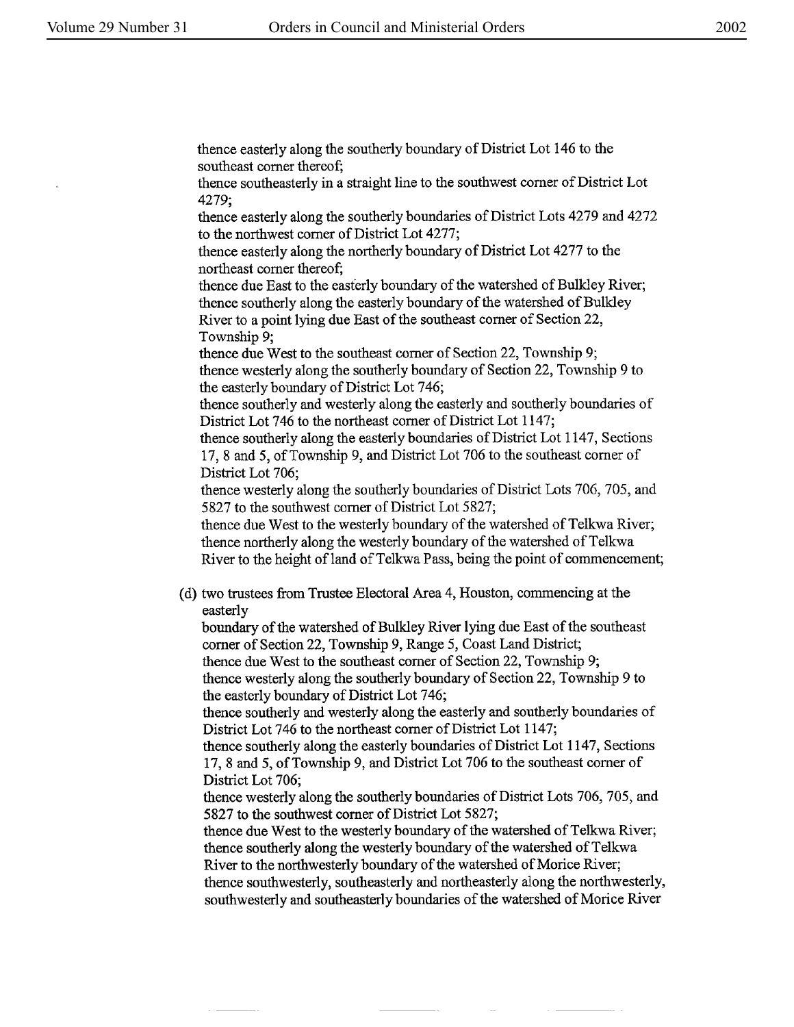thence easterly along the southerly boundary of District Lot 146 to the southeast corner thereof;
thence southeasterly in a straight line to the southwest corner of District Lot 4279;
thence easterly along the southerly boundaries of District Lots 4279 and 4272 to the northwest corner of District Lot 4277;
thence easterly along the northerly boundary of District Lot 4277 to the northeast corner thereof;
thence due East to the easterly boundary of the watershed of Bulkley River;
thence southerly along the easterly boundary of the watershed of Bulkley River to a point lying due East of the southeast corner of Section 22, Township 9;
thence due West to the southeast corner of Section 22, Township 9;
thence westerly along the southerly boundary of Section 22, Township 9 to the easterly boundary of District Lot 746;
thence southerly and westerly along the easterly and southerly boundaries of District Lot 746 to the northeast corner of District Lot 1147;
thence southerly along the easterly boundaries of District Lot 1147, Sections 17, 8 and 5, of Township 9, and District Lot 706 to the southeast corner of District Lot 706;
thence westerly along the southerly boundaries of District Lots 706, 705, and 5827 to the southwest corner of District Lot 5827;
thence due West to the westerly boundary of the watershed of Telkwa River;
thence northerly along the westerly boundary of the watershed of Telkwa River to the height of land of Telkwa Pass, being the point of commencement;

(d) two trustees from Trustee Electoral Area 4, Houston, commencing at the easterly
boundary of the watershed of Bulkley River lying due East of the southeast corner of Section 22, Township 9, Range 5, Coast Land District;
thence due West to the southeast corner of Section 22, Township 9;
thence westerly along the southerly boundary of Section 22, Township 9 to the easterly boundary of District Lot 746;
thence southerly and westerly along the easterly and southerly boundaries of District Lot 746 to the northeast corner of District Lot 1147;
thence southerly along the easterly boundaries of District Lot 1147, Sections 17, 8 and 5, of Township 9, and District Lot 706 to the southeast corner of District Lot 706;
thence westerly along the southerly boundaries of District Lots 706, 705, and 5827 to the southwest corner of District Lot 5827;
thence due West to the westerly boundary of the watershed of Telkwa River;
thence southerly along the westerly boundary of the watershed of Telkwa River to the northwesterly boundary of the watershed of Morice River;
thence southwesterly, southeasterly and northeasterly along the northwesterly, southwesterly and southeasterly boundaries of the watershed of Morice River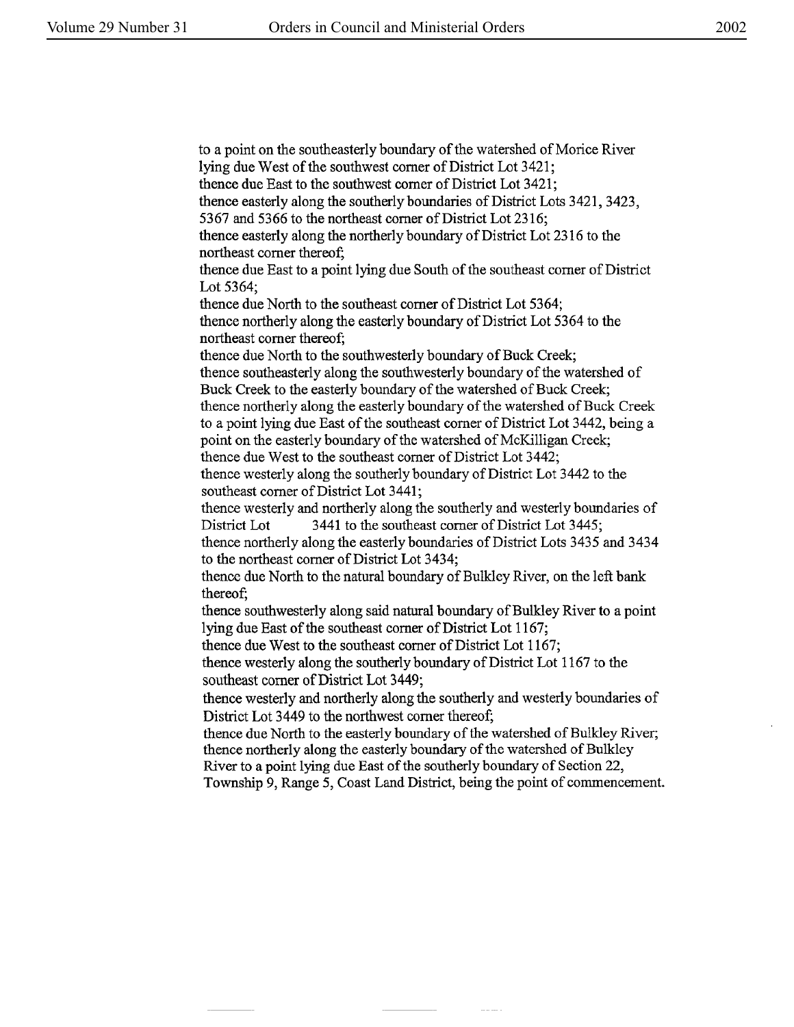to a point on the southeasterly boundary of the watershed of Morice River lying due West of the southwest corner of District Lot 3421;
thence due East to the southwest corner of District Lot 3421;
thence easterly along the southerly boundaries of District Lots 3421, 3423, 5367 and 5366 to the northeast corner of District Lot 2316;
thence easterly along the northerly boundary of District Lot 2316 to the northeast corner thereof;
thence due East to a point lying due South of the southeast corner of District Lot 5364;
thence due North to the southeast corner of District Lot 5364;
thence northerly along the easterly boundary of District Lot 5364 to the northeast corner thereof;
thence due North to the southwesterly boundary of Buck Creek;
thence southeasterly along the southwesterly boundary of the watershed of Buck Creek to the easterly boundary of the watershed of Buck Creek;
thence northerly along the easterly boundary of the watershed of Buck Creek to a point lying due East of the southeast corner of District Lot 3442, being a point on the easterly boundary of the watershed of McKilligan Creek;
thence due West to the southeast corner of District Lot 3442;
thence westerly along the southerly boundary of District Lot 3442 to the southeast corner of District Lot 3441;
thence westerly and northerly along the southerly and westerly boundaries of District Lot 3441 to the southeast corner of District Lot 3445;
thence northerly along the easterly boundaries of District Lots 3435 and 3434 to the northeast corner of District Lot 3434;
thence due North to the natural boundary of Bulkley River, on the left bank thereof;
thence southwesterly along said natural boundary of Bulkley River to a point lying due East of the southeast corner of District Lot 1167;
thence due West to the southeast corner of District Lot 1167;
thence westerly along the southerly boundary of District Lot 1167 to the southeast corner of District Lot 3449;
thence westerly and northerly along the southerly and westerly boundaries of District Lot 3449 to the northwest corner thereof;
thence due North to the easterly boundary of the watershed of Bulkley River;
thence northerly along the easterly boundary of the watershed of Bulkley River to a point lying due East of the southerly boundary of Section 22, Township 9, Range 5, Coast Land District, being the point of commencement.